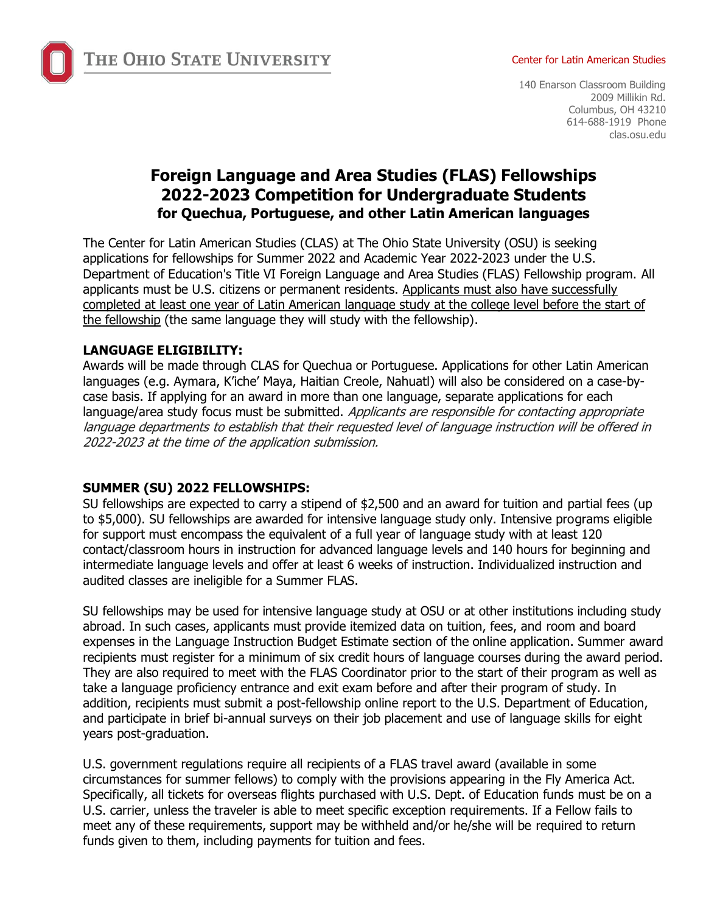THE OHIO STATE UNIVERSITY

Center for Latin American Studies

140 Enarson Classroom Building
2009 Millikin Rd.
Columbus, OH 43210
614-688-1919 Phone
clas.osu.edu

# Foreign Language and Area Studies (FLAS) Fellowships 2022-2023 Competition for Undergraduate Students

## for Quechua, Portuguese, and other Latin American languages

The Center for Latin American Studies (CLAS) at The Ohio State University (OSU) is seeking applications for fellowships for Summer 2022 and Academic Year 2022-2023 under the U.S. Department of Education's Title VI Foreign Language and Area Studies (FLAS) Fellowship program. All applicants must be U.S. citizens or permanent residents. Applicants must also have successfully completed at least one year of Latin American language study at the college level before the start of the fellowship (the same language they will study with the fellowship).

**LANGUAGE ELIGIBILITY:**
Awards will be made through CLAS for Quechua or Portuguese. Applications for other Latin American languages (e.g. Aymara, K'iche' Maya, Haitian Creole, Nahuatl) will also be considered on a case-by-case basis. If applying for an award in more than one language, separate applications for each language/area study focus must be submitted. *Applicants are responsible for contacting appropriate language departments to establish that their requested level of language instruction will be offered in 2022-2023 at the time of the application submission.*

**SUMMER (SU) 2022 FELLOWSHIPS:**
SU fellowships are expected to carry a stipend of $2,500 and an award for tuition and partial fees (up to $5,000). SU fellowships are awarded for intensive language study only. Intensive programs eligible for support must encompass the equivalent of a full year of language study with at least 120 contact/classroom hours in instruction for advanced language levels and 140 hours for beginning and intermediate language levels and offer at least 6 weeks of instruction. Individualized instruction and audited classes are ineligible for a Summer FLAS.

SU fellowships may be used for intensive language study at OSU or at other institutions including study abroad. In such cases, applicants must provide itemized data on tuition, fees, and room and board expenses in the Language Instruction Budget Estimate section of the online application. Summer award recipients must register for a minimum of six credit hours of language courses during the award period. They are also required to meet with the FLAS Coordinator prior to the start of their program as well as take a language proficiency entrance and exit exam before and after their program of study. In addition, recipients must submit a post-fellowship online report to the U.S. Department of Education, and participate in brief bi-annual surveys on their job placement and use of language skills for eight years post-graduation.

U.S. government regulations require all recipients of a FLAS travel award (available in some circumstances for summer fellows) to comply with the provisions appearing in the Fly America Act. Specifically, all tickets for overseas flights purchased with U.S. Dept. of Education funds must be on a U.S. carrier, unless the traveler is able to meet specific exception requirements. If a Fellow fails to meet any of these requirements, support may be withheld and/or he/she will be required to return funds given to them, including payments for tuition and fees.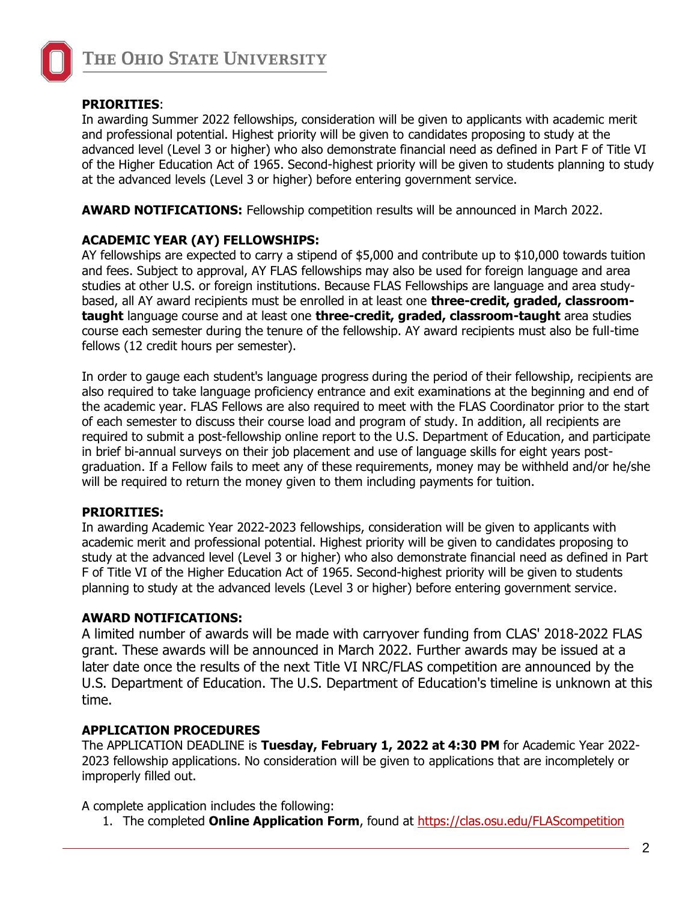**PRIORITIES**:
In awarding Summer 2022 fellowships, consideration will be given to applicants with academic merit and professional potential. Highest priority will be given to candidates proposing to study at the advanced level (Level 3 or higher) who also demonstrate financial need as defined in Part F of Title VI of the Higher Education Act of 1965. Second-highest priority will be given to students planning to study at the advanced levels (Level 3 or higher) before entering government service.

**AWARD NOTIFICATIONS:** Fellowship competition results will be announced in March 2022.

**ACADEMIC YEAR (AY) FELLOWSHIPS:**
AY fellowships are expected to carry a stipend of $5,000 and contribute up to $10,000 towards tuition and fees. Subject to approval, AY FLAS fellowships may also be used for foreign language and area studies at other U.S. or foreign institutions. Because FLAS Fellowships are language and area study-based, all AY award recipients must be enrolled in at least one **three-credit, graded, classroom-taught** language course and at least one **three-credit, graded, classroom-taught** area studies course each semester during the tenure of the fellowship. AY award recipients must also be full-time fellows (12 credit hours per semester).

In order to gauge each student's language progress during the period of their fellowship, recipients are also required to take language proficiency entrance and exit examinations at the beginning and end of the academic year. FLAS Fellows are also required to meet with the FLAS Coordinator prior to the start of each semester to discuss their course load and program of study. In addition, all recipients are required to submit a post-fellowship online report to the U.S. Department of Education, and participate in brief bi-annual surveys on their job placement and use of language skills for eight years post-graduation. If a Fellow fails to meet any of these requirements, money may be withheld and/or he/she will be required to return the money given to them including payments for tuition.

**PRIORITIES:**
In awarding Academic Year 2022-2023 fellowships, consideration will be given to applicants with academic merit and professional potential. Highest priority will be given to candidates proposing to study at the advanced level (Level 3 or higher) who also demonstrate financial need as defined in Part F of Title VI of the Higher Education Act of 1965. Second-highest priority will be given to students planning to study at the advanced levels (Level 3 or higher) before entering government service.

**AWARD NOTIFICATIONS:**
A limited number of awards will be made with carryover funding from CLAS' 2018-2022 FLAS grant. These awards will be announced in March 2022. Further awards may be issued at a later date once the results of the next Title VI NRC/FLAS competition are announced by the U.S. Department of Education. The U.S. Department of Education's timeline is unknown at this time.

**APPLICATION PROCEDURES**
The APPLICATION DEADLINE is **Tuesday, February 1, 2022 at 4:30 PM** for Academic Year 2022-2023 fellowship applications. No consideration will be given to applications that are incompletely or improperly filled out.

A complete application includes the following:

1. The completed **Online Application Form**, found at https://clas.osu.edu/FLAScompetition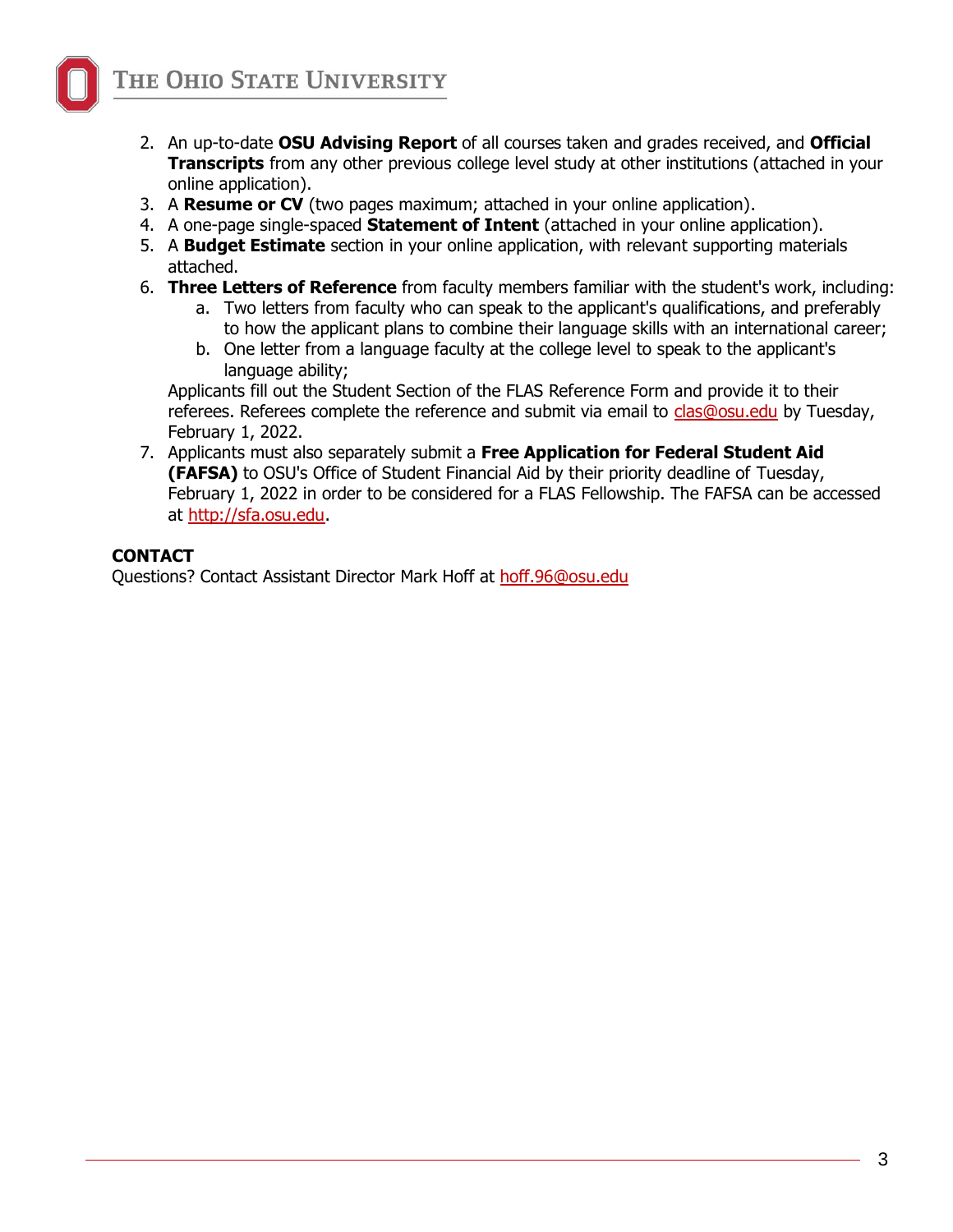2. An up-to-date **OSU Advising Report** of all courses taken and grades received, and **Official Transcripts** from any other previous college level study at other institutions (attached in your online application).
3. A **Resume or CV** (two pages maximum; attached in your online application).
4. A one-page single-spaced **Statement of Intent** (attached in your online application).
5. A **Budget Estimate** section in your online application, with relevant supporting materials attached.
6. **Three Letters of Reference** from faculty members familiar with the student's work, including:
    a. Two letters from faculty who can speak to the applicant's qualifications, and preferably to how the applicant plans to combine their language skills with an international career;
    b. One letter from a language faculty at the college level to speak to the applicant's language ability;

   Applicants fill out the Student Section of the FLAS Reference Form and provide it to their referees. Referees complete the reference and submit via email to clas@osu.edu by Tuesday, February 1, 2022.
7. Applicants must also separately submit a **Free Application for Federal Student Aid (FAFSA)** to OSU's Office of Student Financial Aid by their priority deadline of Tuesday, February 1, 2022 in order to be considered for a FLAS Fellowship. The FAFSA can be accessed at http://sfa.osu.edu.

**CONTACT**

Questions? Contact Assistant Director Mark Hoff at hoff.96@osu.edu